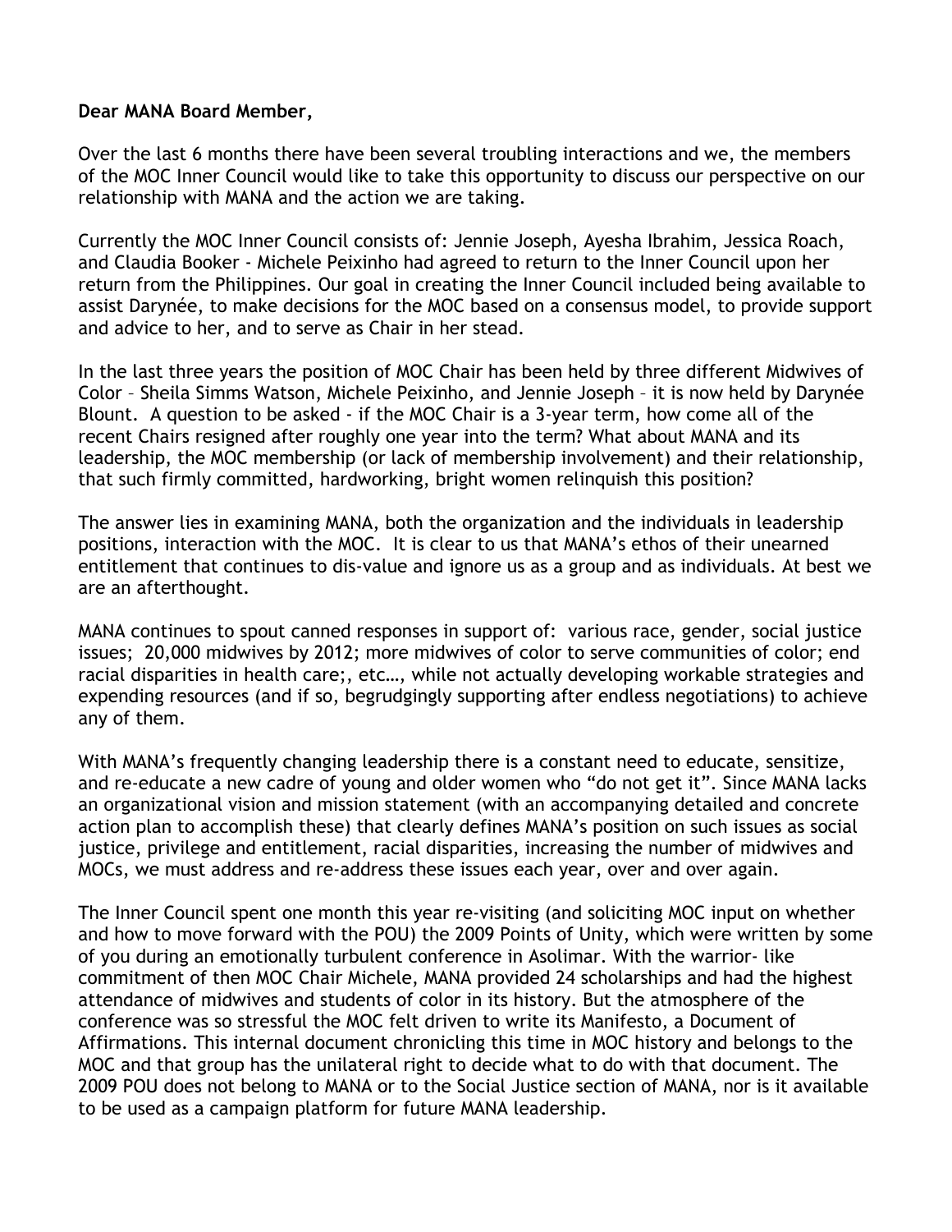**Dear MANA Board Member,**

Over the last 6 months there have been several troubling interactions and we, the members of the MOC Inner Council would like to take this opportunity to discuss our perspective on our relationship with MANA and the action we are taking.

Currently the MOC Inner Council consists of: Jennie Joseph, Ayesha Ibrahim, Jessica Roach, and Claudia Booker - Michele Peixinho had agreed to return to the Inner Council upon her return from the Philippines. Our goal in creating the Inner Council included being available to assist Darynée, to make decisions for the MOC based on a consensus model, to provide support and advice to her, and to serve as Chair in her stead.

In the last three years the position of MOC Chair has been held by three different Midwives of Color – Sheila Simms Watson, Michele Peixinho, and Jennie Joseph – it is now held by Darynée Blount. A question to be asked - if the MOC Chair is a 3-year term, how come all of the recent Chairs resigned after roughly one year into the term? What about MANA and its leadership, the MOC membership (or lack of membership involvement) and their relationship, that such firmly committed, hardworking, bright women relinquish this position?

The answer lies in examining MANA, both the organization and the individuals in leadership positions, interaction with the MOC. It is clear to us that MANA's ethos of their unearned entitlement that continues to dis-value and ignore us as a group and as individuals. At best we are an afterthought.

MANA continues to spout canned responses in support of: various race, gender, social justice issues; 20,000 midwives by 2012; more midwives of color to serve communities of color; end racial disparities in health care;, etc…, while not actually developing workable strategies and expending resources (and if so, begrudgingly supporting after endless negotiations) to achieve any of them.

With MANA's frequently changing leadership there is a constant need to educate, sensitize, and re-educate a new cadre of young and older women who "do not get it". Since MANA lacks an organizational vision and mission statement (with an accompanying detailed and concrete action plan to accomplish these) that clearly defines MANA's position on such issues as social justice, privilege and entitlement, racial disparities, increasing the number of midwives and MOCs, we must address and re-address these issues each year, over and over again.

The Inner Council spent one month this year re-visiting (and soliciting MOC input on whether and how to move forward with the POU) the 2009 Points of Unity, which were written by some of you during an emotionally turbulent conference in Asolimar. With the warrior- like commitment of then MOC Chair Michele, MANA provided 24 scholarships and had the highest attendance of midwives and students of color in its history. But the atmosphere of the conference was so stressful the MOC felt driven to write its Manifesto, a Document of Affirmations. This internal document chronicling this time in MOC history and belongs to the MOC and that group has the unilateral right to decide what to do with that document. The 2009 POU does not belong to MANA or to the Social Justice section of MANA, nor is it available to be used as a campaign platform for future MANA leadership.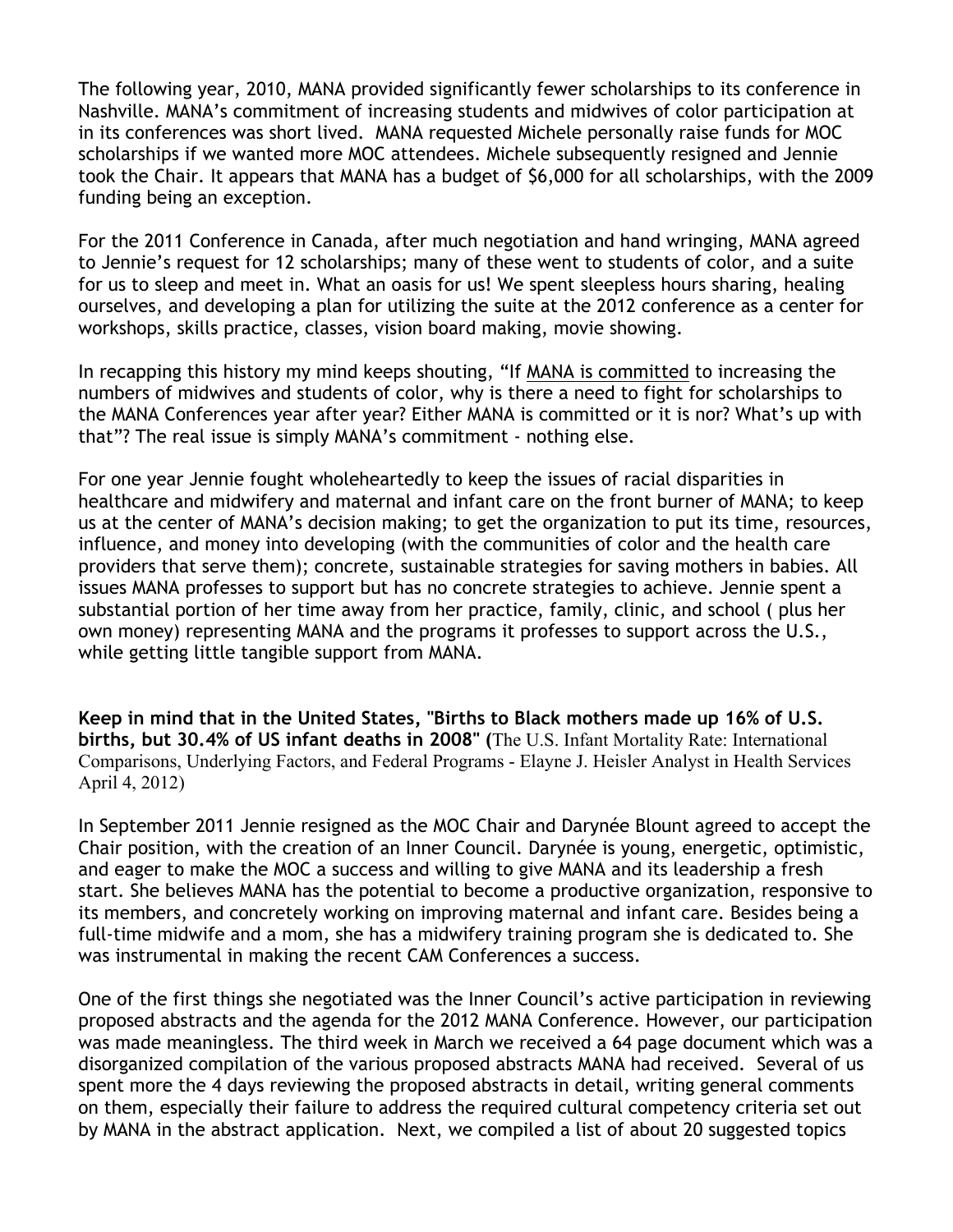The following year, 2010, MANA provided significantly fewer scholarships to its conference in Nashville. MANA's commitment of increasing students and midwives of color participation at in its conferences was short lived. MANA requested Michele personally raise funds for MOC scholarships if we wanted more MOC attendees. Michele subsequently resigned and Jennie took the Chair. It appears that MANA has a budget of $6,000 for all scholarships, with the 2009 funding being an exception.

For the 2011 Conference in Canada, after much negotiation and hand wringing, MANA agreed to Jennie's request for 12 scholarships; many of these went to students of color, and a suite for us to sleep and meet in. What an oasis for us! We spent sleepless hours sharing, healing ourselves, and developing a plan for utilizing the suite at the 2012 conference as a center for workshops, skills practice, classes, vision board making, movie showing.

In recapping this history my mind keeps shouting, "If <u>MANA is committed</u> to increasing the numbers of midwives and students of color, why is there a need to fight for scholarships to the MANA Conferences year after year? Either MANA is committed or it is nor? What's up with that"? The real issue is simply MANA's commitment - nothing else.

For one year Jennie fought wholeheartedly to keep the issues of racial disparities in healthcare and midwifery and maternal and infant care on the front burner of MANA; to keep us at the center of MANA's decision making; to get the organization to put its time, resources, influence, and money into developing (with the communities of color and the health care providers that serve them); concrete, sustainable strategies for saving mothers in babies. All issues MANA professes to support but has no concrete strategies to achieve. Jennie spent a substantial portion of her time away from her practice, family, clinic, and school ( plus her own money) representing MANA and the programs it professes to support across the U.S., while getting little tangible support from MANA.

**Keep in mind that in the United States, "Births to Black mothers made up 16% of U.S. births, but 30.4% of US infant deaths in 2008" (**The U.S. Infant Mortality Rate: International Comparisons, Underlying Factors, and Federal Programs - Elayne J. Heisler Analyst in Health Services April 4, 2012)

In September 2011 Jennie resigned as the MOC Chair and Darynée Blount agreed to accept the Chair position, with the creation of an Inner Council. Darynée is young, energetic, optimistic, and eager to make the MOC a success and willing to give MANA and its leadership a fresh start. She believes MANA has the potential to become a productive organization, responsive to its members, and concretely working on improving maternal and infant care. Besides being a full-time midwife and a mom, she has a midwifery training program she is dedicated to. She was instrumental in making the recent CAM Conferences a success.

One of the first things she negotiated was the Inner Council's active participation in reviewing proposed abstracts and the agenda for the 2012 MANA Conference. However, our participation was made meaningless. The third week in March we received a 64 page document which was a disorganized compilation of the various proposed abstracts MANA had received. Several of us spent more the 4 days reviewing the proposed abstracts in detail, writing general comments on them, especially their failure to address the required cultural competency criteria set out by MANA in the abstract application. Next, we compiled a list of about 20 suggested topics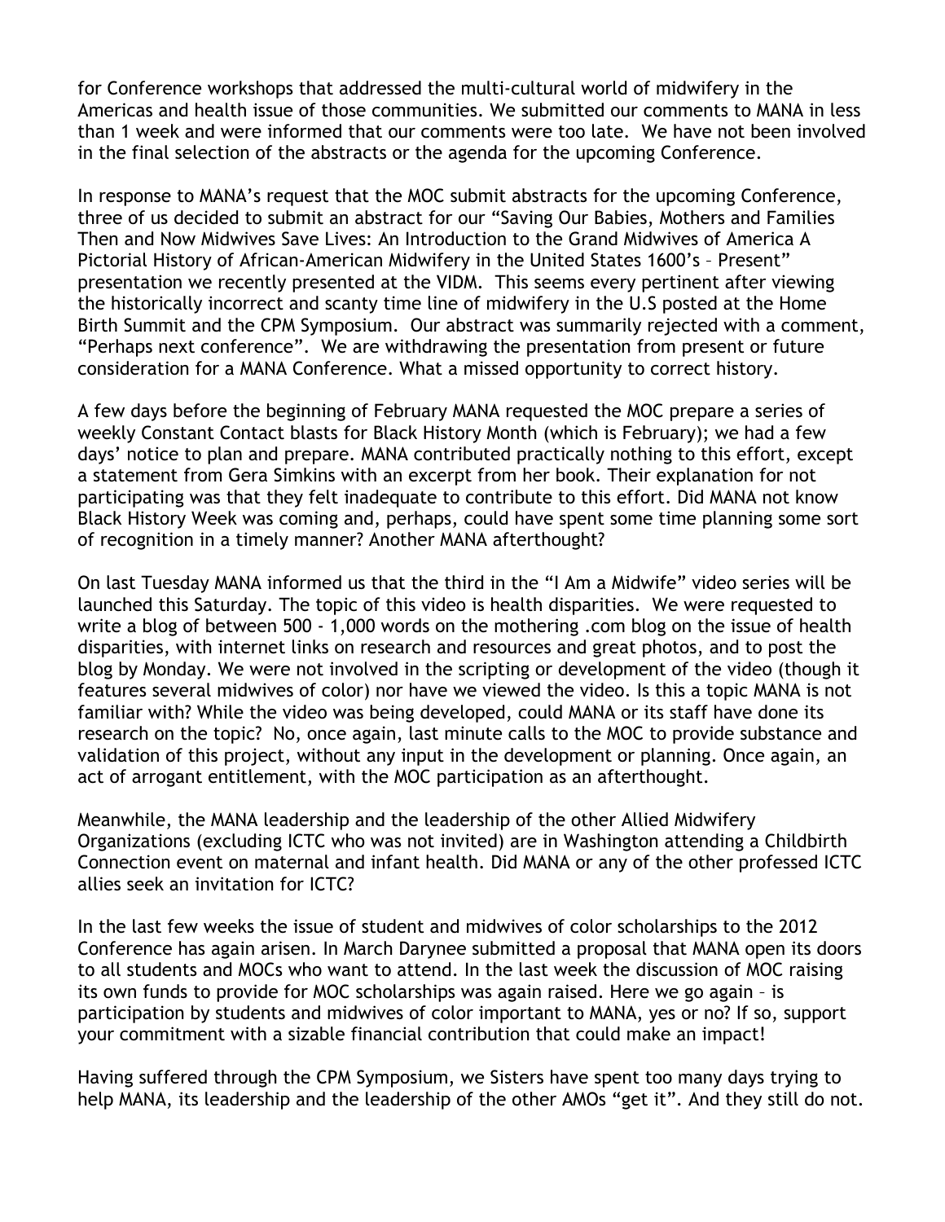for Conference workshops that addressed the multi-cultural world of midwifery in the Americas and health issue of those communities. We submitted our comments to MANA in less than 1 week and were informed that our comments were too late. We have not been involved in the final selection of the abstracts or the agenda for the upcoming Conference.

In response to MANA's request that the MOC submit abstracts for the upcoming Conference, three of us decided to submit an abstract for our "Saving Our Babies, Mothers and Families Then and Now Midwives Save Lives: An Introduction to the Grand Midwives of America A Pictorial History of African-American Midwifery in the United States 1600's – Present" presentation we recently presented at the VIDM. This seems every pertinent after viewing the historically incorrect and scanty time line of midwifery in the U.S posted at the Home Birth Summit and the CPM Symposium. Our abstract was summarily rejected with a comment, "Perhaps next conference". We are withdrawing the presentation from present or future consideration for a MANA Conference. What a missed opportunity to correct history.

A few days before the beginning of February MANA requested the MOC prepare a series of weekly Constant Contact blasts for Black History Month (which is February); we had a few days' notice to plan and prepare. MANA contributed practically nothing to this effort, except a statement from Gera Simkins with an excerpt from her book. Their explanation for not participating was that they felt inadequate to contribute to this effort. Did MANA not know Black History Week was coming and, perhaps, could have spent some time planning some sort of recognition in a timely manner? Another MANA afterthought?

On last Tuesday MANA informed us that the third in the "I Am a Midwife" video series will be launched this Saturday. The topic of this video is health disparities. We were requested to write a blog of between 500 - 1,000 words on the mothering .com blog on the issue of health disparities, with internet links on research and resources and great photos, and to post the blog by Monday. We were not involved in the scripting or development of the video (though it features several midwives of color) nor have we viewed the video. Is this a topic MANA is not familiar with? While the video was being developed, could MANA or its staff have done its research on the topic? No, once again, last minute calls to the MOC to provide substance and validation of this project, without any input in the development or planning. Once again, an act of arrogant entitlement, with the MOC participation as an afterthought.

Meanwhile, the MANA leadership and the leadership of the other Allied Midwifery Organizations (excluding ICTC who was not invited) are in Washington attending a Childbirth Connection event on maternal and infant health. Did MANA or any of the other professed ICTC allies seek an invitation for ICTC?

In the last few weeks the issue of student and midwives of color scholarships to the 2012 Conference has again arisen. In March Darynee submitted a proposal that MANA open its doors to all students and MOCs who want to attend. In the last week the discussion of MOC raising its own funds to provide for MOC scholarships was again raised. Here we go again – is participation by students and midwives of color important to MANA, yes or no? If so, support your commitment with a sizable financial contribution that could make an impact!

Having suffered through the CPM Symposium, we Sisters have spent too many days trying to help MANA, its leadership and the leadership of the other AMOs "get it". And they still do not.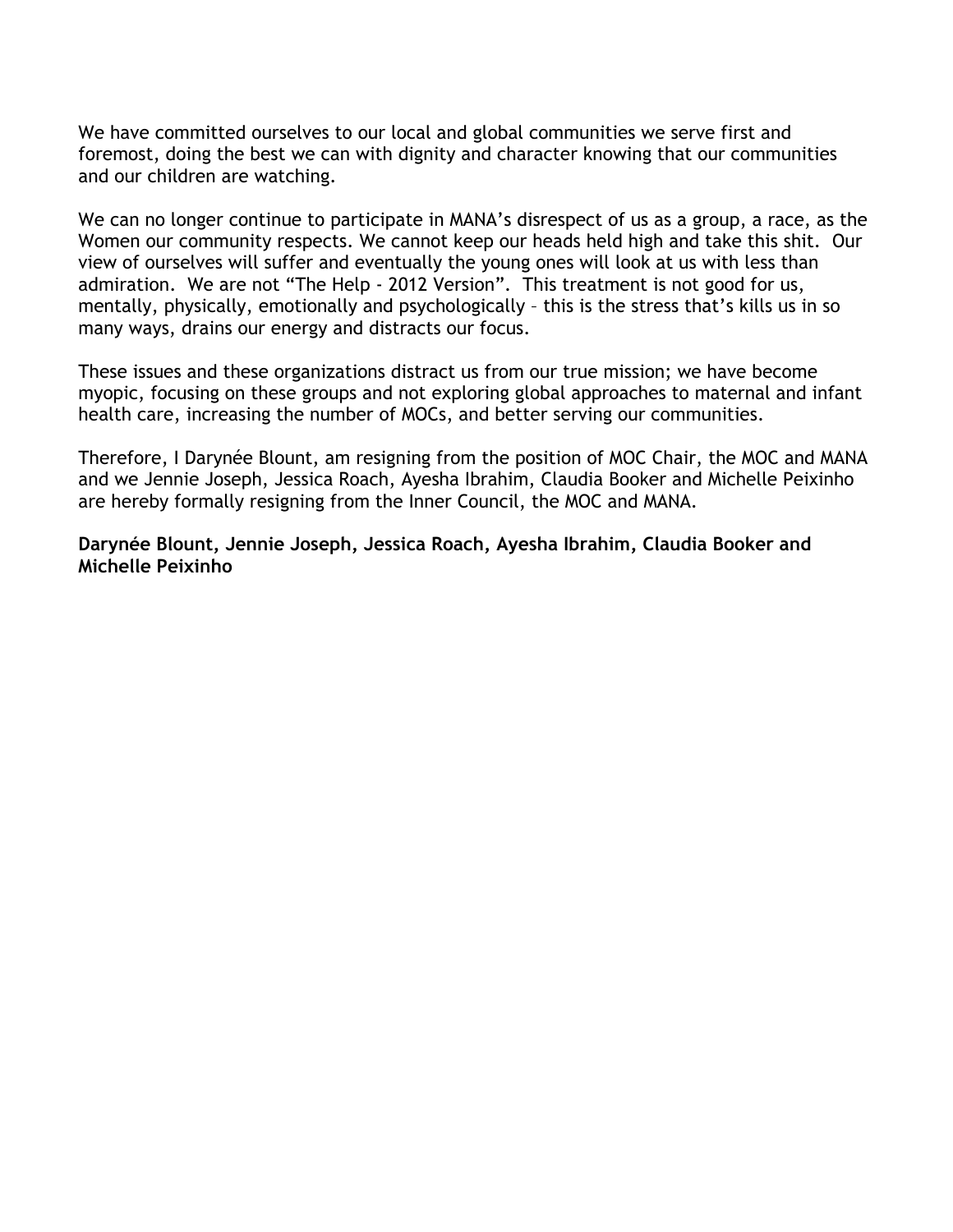We have committed ourselves to our local and global communities we serve first and foremost, doing the best we can with dignity and character knowing that our communities and our children are watching.

We can no longer continue to participate in MANA's disrespect of us as a group, a race, as the Women our community respects. We cannot keep our heads held high and take this shit. Our view of ourselves will suffer and eventually the young ones will look at us with less than admiration. We are not "The Help - 2012 Version". This treatment is not good for us, mentally, physically, emotionally and psychologically – this is the stress that's kills us in so many ways, drains our energy and distracts our focus.

These issues and these organizations distract us from our true mission; we have become myopic, focusing on these groups and not exploring global approaches to maternal and infant health care, increasing the number of MOCs, and better serving our communities.

Therefore, I Darynée Blount, am resigning from the position of MOC Chair, the MOC and MANA and we Jennie Joseph, Jessica Roach, Ayesha Ibrahim, Claudia Booker and Michelle Peixinho are hereby formally resigning from the Inner Council, the MOC and MANA.

**Darynée Blount, Jennie Joseph, Jessica Roach, Ayesha Ibrahim, Claudia Booker and Michelle Peixinho**